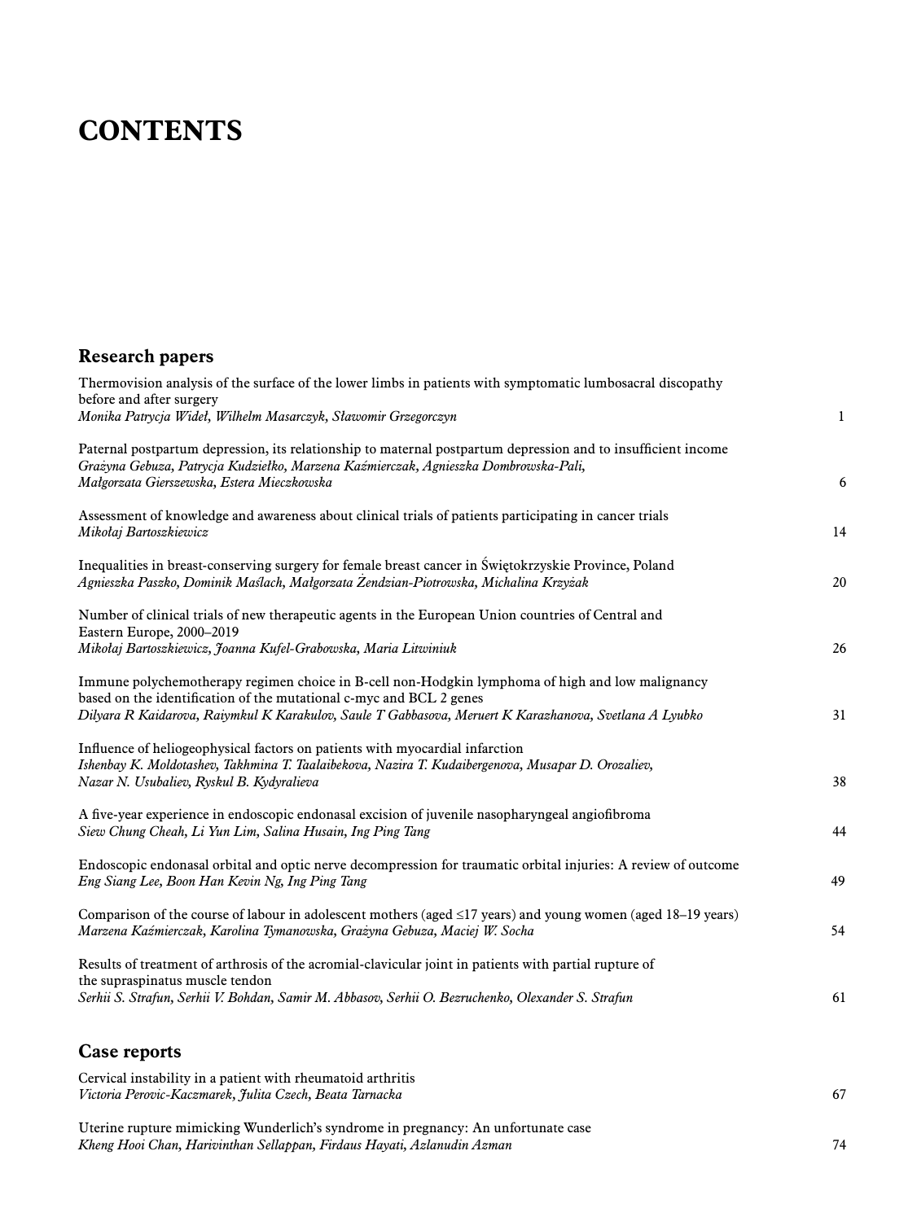# CONTENTS

## Research papers

Thermovision analysis of the surface of the lower limbs in patients with symptomatic lumbosacral discopathy before and after surgery
*Monika Patrycja Wideł, Wilhelm Masarczyk, Sławomir Grzegorczyn* 1

Paternal postpartum depression, its relationship to maternal postpartum depression and to insufficient income
*Grażyna Gebuza, Patrycja Kudziełko, Marzena Kaźmierczak, Agnieszka Dombrowska-Pali, Małgorzata Gierszewska, Estera Mieczkowska* 6

Assessment of knowledge and awareness about clinical trials of patients participating in cancer trials
*Mikołaj Bartoszkiewicz* 14

Inequalities in breast-conserving surgery for female breast cancer in Świętokrzyskie Province, Poland
*Agnieszka Paszko, Dominik Maślach, Małgorzata Żendzian-Piotrowska, Michalina Krzyżak* 20

Number of clinical trials of new therapeutic agents in the European Union countries of Central and Eastern Europe, 2000–2019
*Mikołaj Bartoszkiewicz, Joanna Kufel-Grabowska, Maria Litwiniuk* 26

Immune polychemotherapy regimen choice in B-cell non-Hodgkin lymphoma of high and low malignancy based on the identification of the mutational c-myc and BCL 2 genes
*Dilyara R Kaidarova, Raiymkul K Karakulov, Saule T Gabbasova, Meruert K Karazhanova, Svetlana A Lyubko* 31

Influence of heliogeophysical factors on patients with myocardial infarction
*Ishenbay K. Moldotashev, Takhmina T. Taalaibekova, Nazira T. Kudaibergenova, Musapar D. Orozaliev, Nazar N. Usubaliev, Ryskul B. Kydyralieva* 38

A five-year experience in endoscopic endonasal excision of juvenile nasopharyngeal angiofibroma
*Siew Chung Cheah, Li Yun Lim, Salina Husain, Ing Ping Tang* 44

Endoscopic endonasal orbital and optic nerve decompression for traumatic orbital injuries: A review of outcome
*Eng Siang Lee, Boon Han Kevin Ng, Ing Ping Tang* 49

Comparison of the course of labour in adolescent mothers (aged ≤17 years) and young women (aged 18–19 years)
*Marzena Kaźmierczak, Karolina Tymanowska, Grażyna Gebuza, Maciej W. Socha* 54

Results of treatment of arthrosis of the acromial-clavicular joint in patients with partial rupture of the supraspinatus muscle tendon
*Serhii S. Strafun, Serhii V. Bohdan, Samir M. Abbasov, Serhii O. Bezruchenko, Olexander S. Strafun* 61

## Case reports

Cervical instability in a patient with rheumatoid arthritis
*Victoria Perovic-Kaczmarek, Julita Czech, Beata Tarnacka* 67

Uterine rupture mimicking Wunderlich's syndrome in pregnancy: An unfortunate case
*Kheng Hooi Chan, Harivinthan Sellappan, Firdaus Hayati, Azlanudin Azman* 74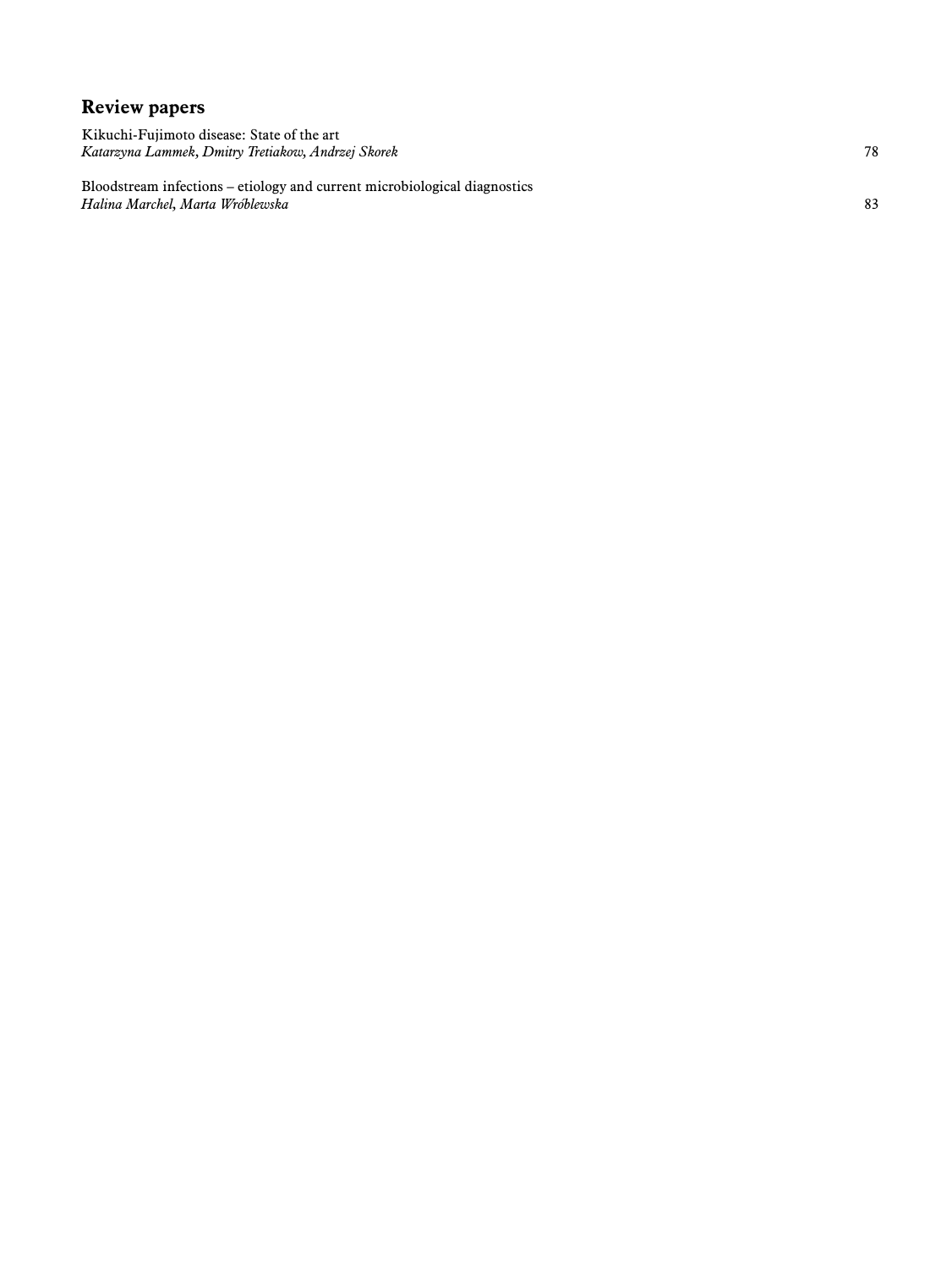## Review papers

Kikuchi-Fujimoto disease: State of the art
*Katarzyna Lammek, Dmitry Tretiakow, Andrzej Skorek* 78

Bloodstream infections – etiology and current microbiological diagnostics
*Halina Marchel, Marta Wróblewska* 83